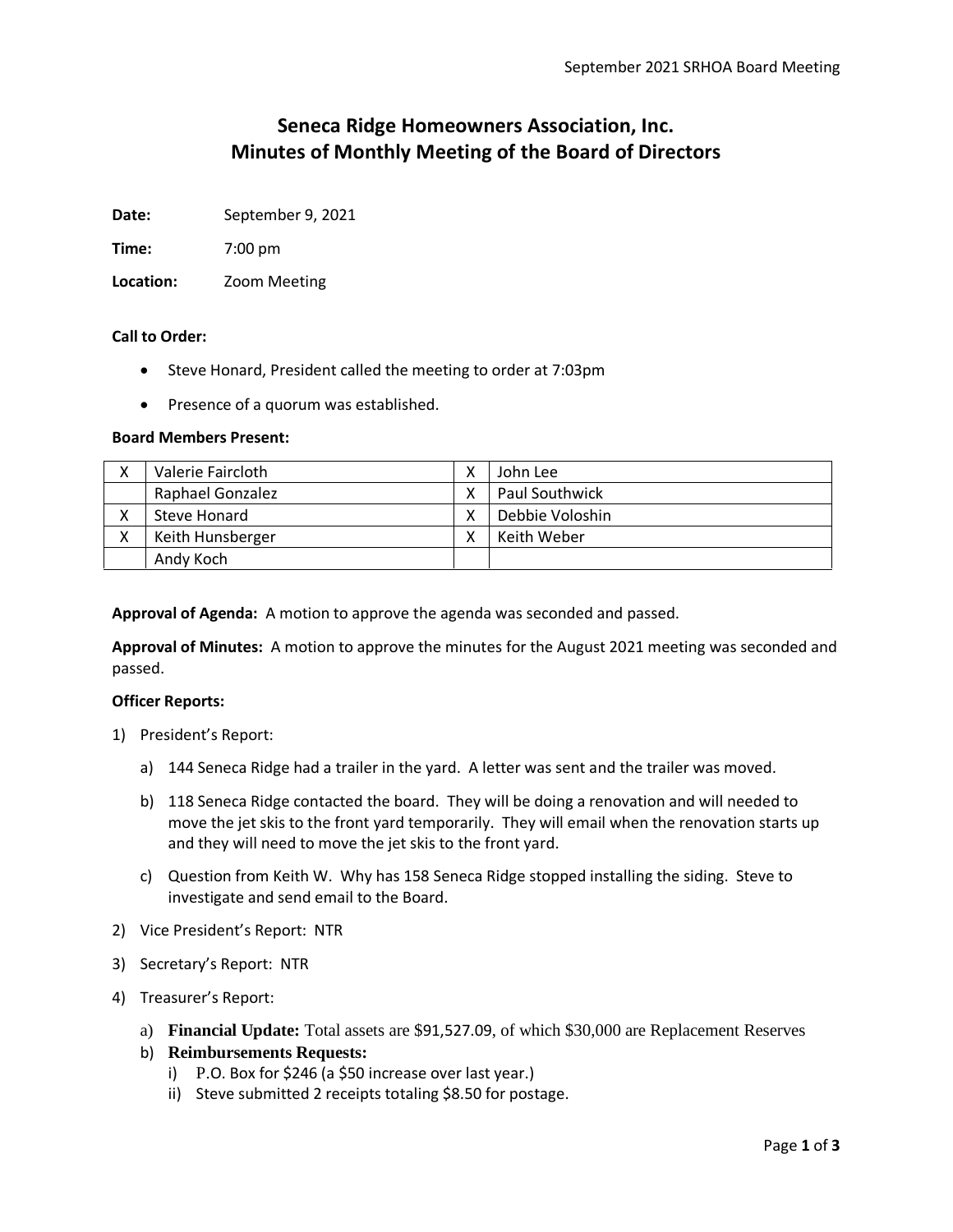# Seneca Ridge Homeowners Association, Inc.
# Minutes of Monthly Meeting of the Board of Directors

**Date:** September 9, 2021

**Time:** 7:00 pm

**Location:** Zoom Meeting

**Call to Order:**

- Steve Honard, President called the meeting to order at 7:03pm
- Presence of a quorum was established.

**Board Members Present:**

| | | | |
|---|---|---|---|
| X | Valerie Faircloth | X | John Lee |
| | Raphael Gonzalez | X | Paul Southwick |
| X | Steve Honard | X | Debbie Voloshin |
| X | Keith Hunsberger | X | Keith Weber |
| | Andy Koch | | |

**Approval of Agenda:** A motion to approve the agenda was seconded and passed.

**Approval of Minutes:** A motion to approve the minutes for the August 2021 meeting was seconded and passed.

**Officer Reports:**

1) President's Report:
   a) 144 Seneca Ridge had a trailer in the yard. A letter was sent and the trailer was moved.
   b) 118 Seneca Ridge contacted the board. They will be doing a renovation and will needed to move the jet skis to the front yard temporarily. They will email when the renovation starts up and they will need to move the jet skis to the front yard.
   c) Question from Keith W. Why has 158 Seneca Ridge stopped installing the siding. Steve to investigate and send email to the Board.
2) Vice President's Report: NTR
3) Secretary's Report: NTR
4) Treasurer's Report:
   a) **Financial Update:** Total assets are $91,527.09, of which $30,000 are Replacement Reserves
   b) **Reimbursements Requests:**
      i) P.O. Box for $246 (a $50 increase over last year.)
      ii) Steve submitted 2 receipts totaling $8.50 for postage.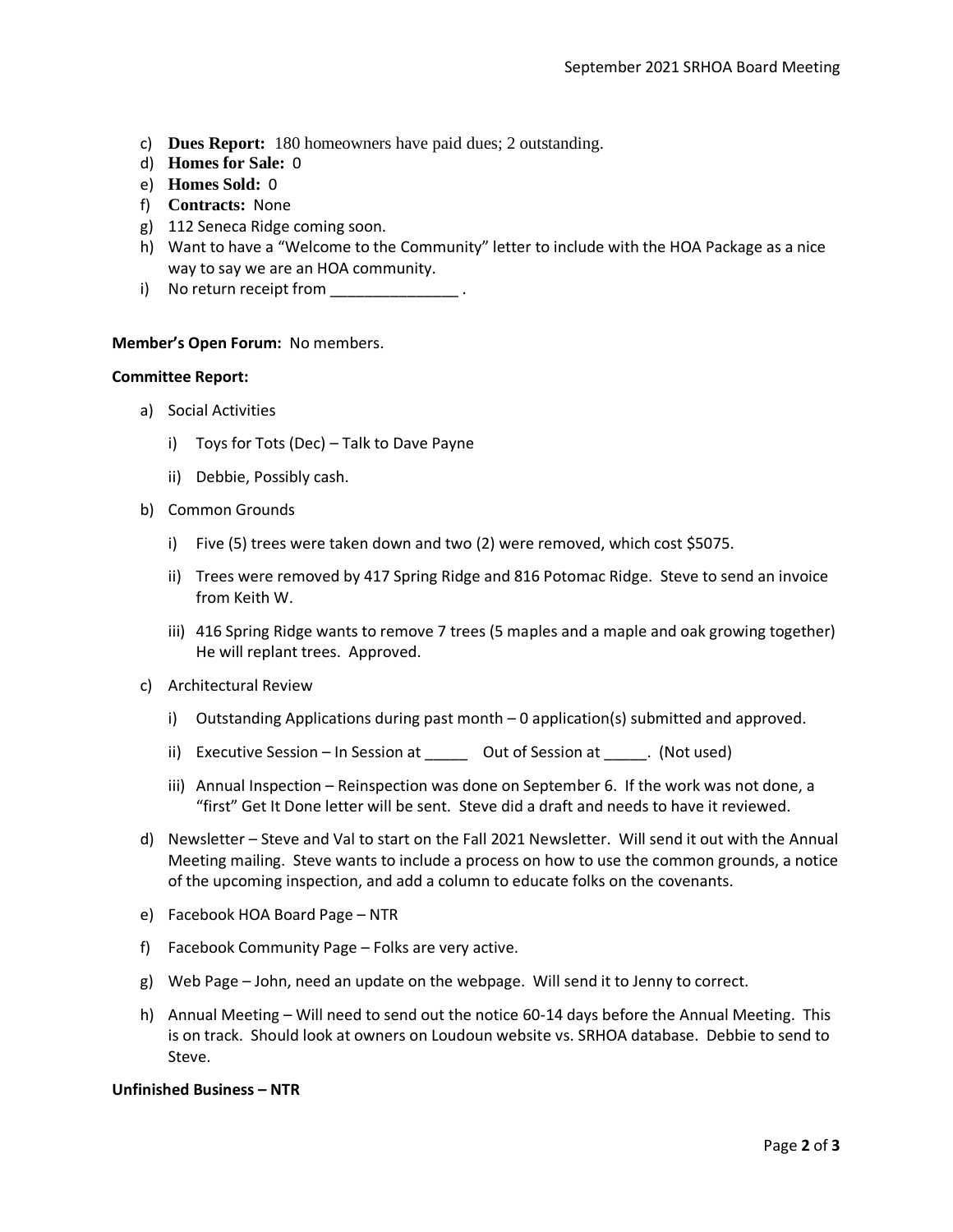c) **Dues Report:** 180 homeowners have paid dues; 2 outstanding.
d) **Homes for Sale:** 0
e) **Homes Sold:** 0
f) **Contracts:** None
g) 112 Seneca Ridge coming soon.
h) Want to have a "Welcome to the Community" letter to include with the HOA Package as a nice way to say we are an HOA community.
i) No return receipt from _______________ .

**Member's Open Forum:** No members.

**Committee Report:**

a) Social Activities
   i) Toys for Tots (Dec) – Talk to Dave Payne
   ii) Debbie, Possibly cash.
b) Common Grounds
   i) Five (5) trees were taken down and two (2) were removed, which cost $5075.
   ii) Trees were removed by 417 Spring Ridge and 816 Potomac Ridge. Steve to send an invoice from Keith W.
   iii) 416 Spring Ridge wants to remove 7 trees (5 maples and a maple and oak growing together) He will replant trees. Approved.
c) Architectural Review
   i) Outstanding Applications during past month – 0 application(s) submitted and approved.
   ii) Executive Session – In Session at _____ Out of Session at _____. (Not used)
   iii) Annual Inspection – Reinspection was done on September 6. If the work was not done, a "first" Get It Done letter will be sent. Steve did a draft and needs to have it reviewed.
d) Newsletter – Steve and Val to start on the Fall 2021 Newsletter. Will send it out with the Annual Meeting mailing. Steve wants to include a process on how to use the common grounds, a notice of the upcoming inspection, and add a column to educate folks on the covenants.
e) Facebook HOA Board Page – NTR
f) Facebook Community Page – Folks are very active.
g) Web Page – John, need an update on the webpage. Will send it to Jenny to correct.
h) Annual Meeting – Will need to send out the notice 60-14 days before the Annual Meeting. This is on track. Should look at owners on Loudoun website vs. SRHOA database. Debbie to send to Steve.

**Unfinished Business – NTR**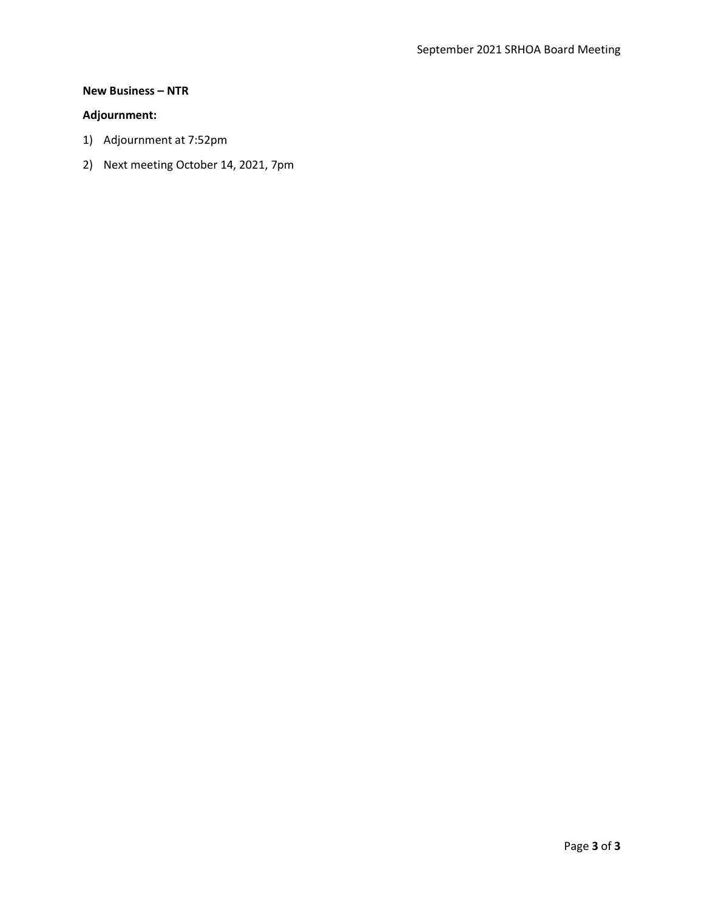**New Business – NTR**

**Adjournment:**

1) Adjournment at 7:52pm
2) Next meeting October 14, 2021, 7pm